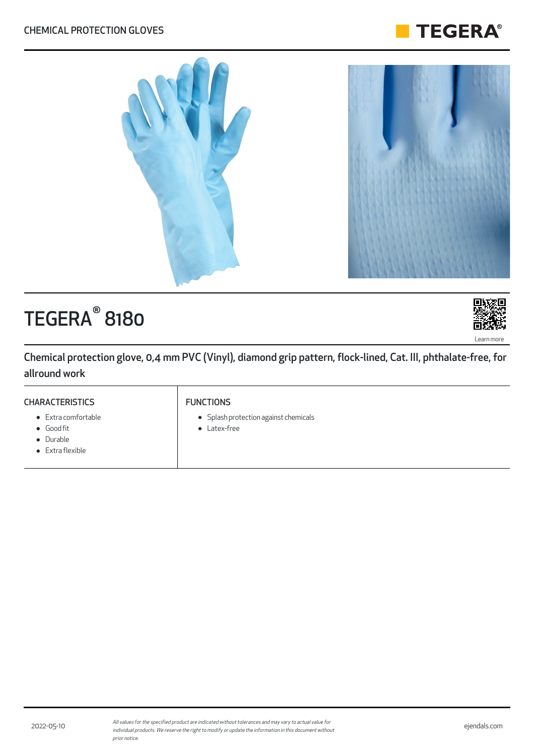CHEMICAL PROTECTION GLOVES

# TEGERA® 8180

Learn more

## Chemical protection glove, 0,4 mm PVC (Vinyl), diamond grip pattern, flock-lined, Cat. III, phthalate-free, for allround work

### CHARACTERISTICS

- Extra comfortable
- Good fit
- Durable
- Extra flexible

### FUNCTIONS

- Splash protection against chemicals
- Latex-free

2022-05-10

*All values for the specified product are indicated without tolerances and may vary to actual value for individual products. We reserve the right to modify or update the information in this document without prior notice.*

ejendals.com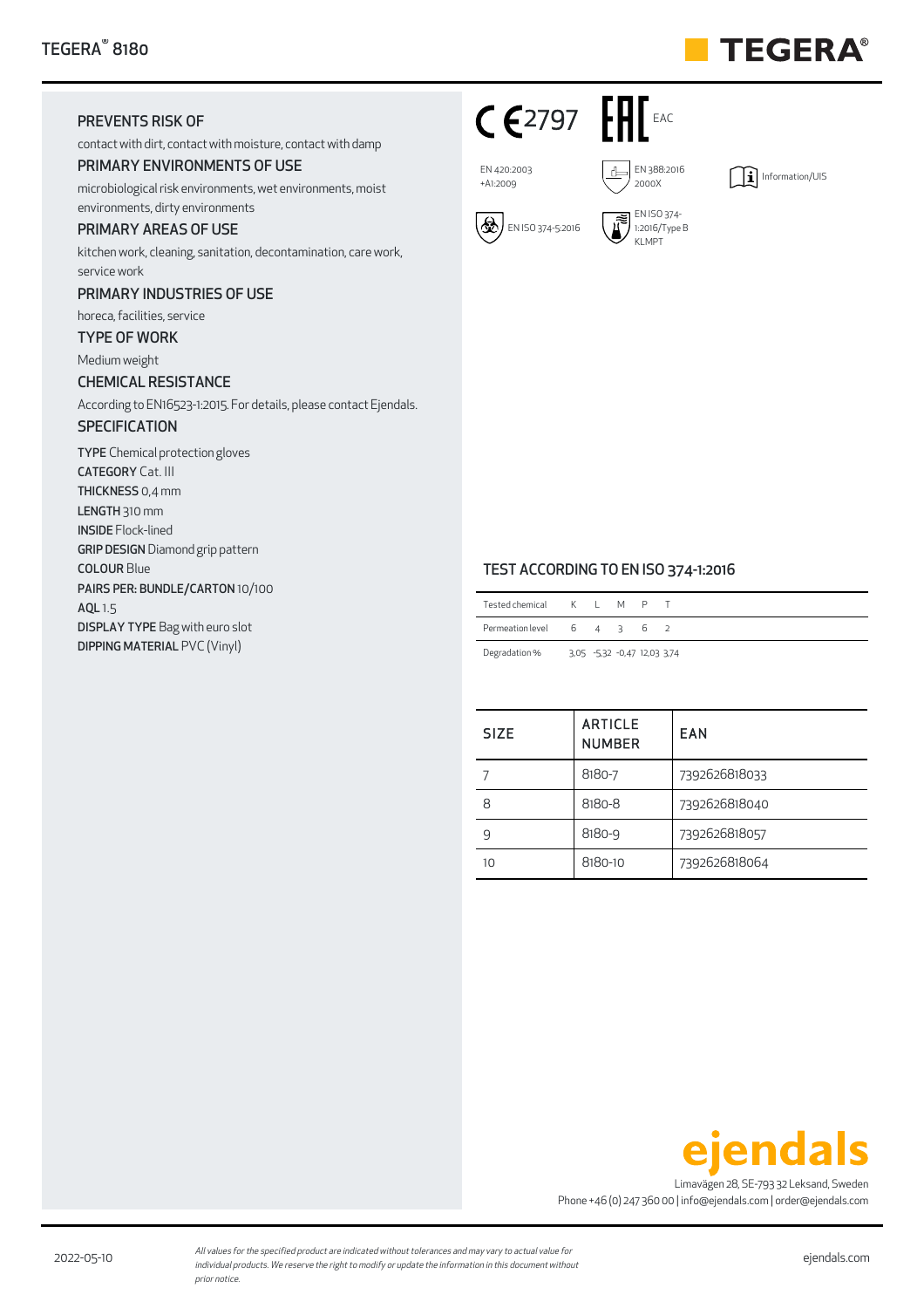# TEGERA® 8180

## PREVENTS RISK OF

contact with dirt, contact with moisture, contact with damp

## PRIMARY ENVIRONMENTS OF USE

microbiological risk environments, wet environments, moist environments, dirty environments

## PRIMARY AREAS OF USE

kitchen work, cleaning, sanitation, decontamination, care work, service work

## PRIMARY INDUSTRIES OF USE

horeca, facilities, service

## TYPE OF WORK

Medium weight

## CHEMICAL RESISTANCE

According to EN16523-1:2015. For details, please contact Ejendals.

## SPECIFICATION

**TYPE** Chemical protection gloves
**CATEGORY** Cat. III
**THICKNESS** 0,4 mm
**LENGTH** 310 mm
**INSIDE** Flock-lined
**GRIP DESIGN** Diamond grip pattern
**COLOUR** Blue
**PAIRS PER: BUNDLE/CARTON** 10/100
**AQL** 1.5
**DISPLAY TYPE** Bag with euro slot
**DIPPING MATERIAL** PVC (Vinyl)

CE 2797 EAC

EN 420:2003 +A1:2009

EN 388:2016 2000X

Information/UIS

EN ISO 374-5:2016

EN ISO 374-1:2016/Type B KLMPT

## TEST ACCORDING TO EN ISO 374-1:2016

| Tested chemical | K | L | M | P | T |
|---|---|---|---|---|---|
| Permeation level | 6 | 4 | 3 | 6 | 2 |
| Degradation % | 3,05 | -5,32 | -0,47 | 12,03 | 3,74 |

| SIZE | ARTICLE NUMBER | EAN |
|---|---|---|
| 7 | 8180-7 | 7392626818033 |
| 8 | 8180-8 | 7392626818040 |
| 9 | 8180-9 | 7392626818057 |
| 10 | 8180-10 | 7392626818064 |

ejendals
Limavägen 28, SE-793 32 Leksand, Sweden
Phone +46 (0) 247 360 00 | info@ejendals.com | order@ejendals.com

2022-05-10

*All values for the specified product are indicated without tolerances and may vary to actual value for individual products. We reserve the right to modify or update the information in this document without prior notice.*

ejendals.com